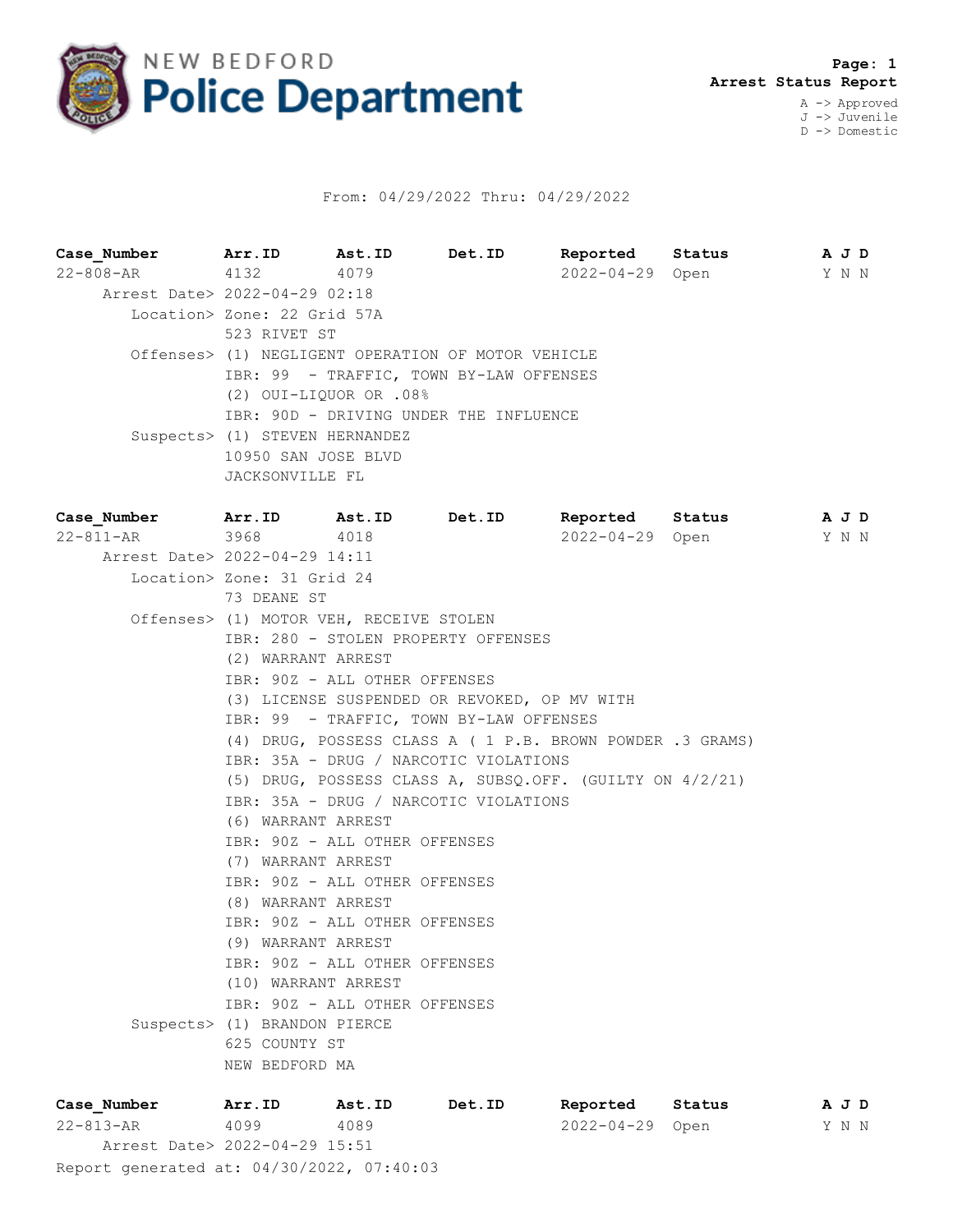# NEW BEDFORD Police Department

**Page: 1**
**Arrest Status Report**

A -> Approved
J -> Juvenile
D -> Domestic

From: 04/29/2022 Thru: 04/29/2022

| Case_Number | Arr.ID | Ast.ID | Det.ID | Reported | Status | A | J | D |
|---|---|---|---|---|---|---|---|---|
| 22-808-AR | 4132 | 4079 | | 2022-04-29 | Open | Y | N | N |

Arrest Date> 2022-04-29 02:18
Location> Zone: 22 Grid 57A
523 RIVET ST
Offenses> (1) NEGLIGENT OPERATION OF MOTOR VEHICLE
IBR: 99 - TRAFFIC, TOWN BY-LAW OFFENSES
(2) OUI-LIQUOR OR .08%
IBR: 90D - DRIVING UNDER THE INFLUENCE
Suspects> (1) STEVEN HERNANDEZ
10950 SAN JOSE BLVD
JACKSONVILLE FL

| Case_Number | Arr.ID | Ast.ID | Det.ID | Reported | Status | A | J | D |
|---|---|---|---|---|---|---|---|---|
| 22-811-AR | 3968 | 4018 | | 2022-04-29 | Open | Y | N | N |

Arrest Date> 2022-04-29 14:11
Location> Zone: 31 Grid 24
73 DEANE ST
Offenses> (1) MOTOR VEH, RECEIVE STOLEN
IBR: 280 - STOLEN PROPERTY OFFENSES
(2) WARRANT ARREST
IBR: 90Z - ALL OTHER OFFENSES
(3) LICENSE SUSPENDED OR REVOKED, OP MV WITH
IBR: 99 - TRAFFIC, TOWN BY-LAW OFFENSES
(4) DRUG, POSSESS CLASS A ( 1 P.B. BROWN POWDER .3 GRAMS)
IBR: 35A - DRUG / NARCOTIC VIOLATIONS
(5) DRUG, POSSESS CLASS A, SUBSQ.OFF. (GUILTY ON 4/2/21)
IBR: 35A - DRUG / NARCOTIC VIOLATIONS
(6) WARRANT ARREST
IBR: 90Z - ALL OTHER OFFENSES
(7) WARRANT ARREST
IBR: 90Z - ALL OTHER OFFENSES
(8) WARRANT ARREST
IBR: 90Z - ALL OTHER OFFENSES
(9) WARRANT ARREST
IBR: 90Z - ALL OTHER OFFENSES
(10) WARRANT ARREST
IBR: 90Z - ALL OTHER OFFENSES
Suspects> (1) BRANDON PIERCE
625 COUNTY ST
NEW BEDFORD MA

| Case_Number | Arr.ID | Ast.ID | Det.ID | Reported | Status | A | J | D |
|---|---|---|---|---|---|---|---|---|
| 22-813-AR | 4099 | 4089 | | 2022-04-29 | Open | Y | N | N |

Arrest Date> 2022-04-29 15:51

Report generated at: 04/30/2022, 07:40:03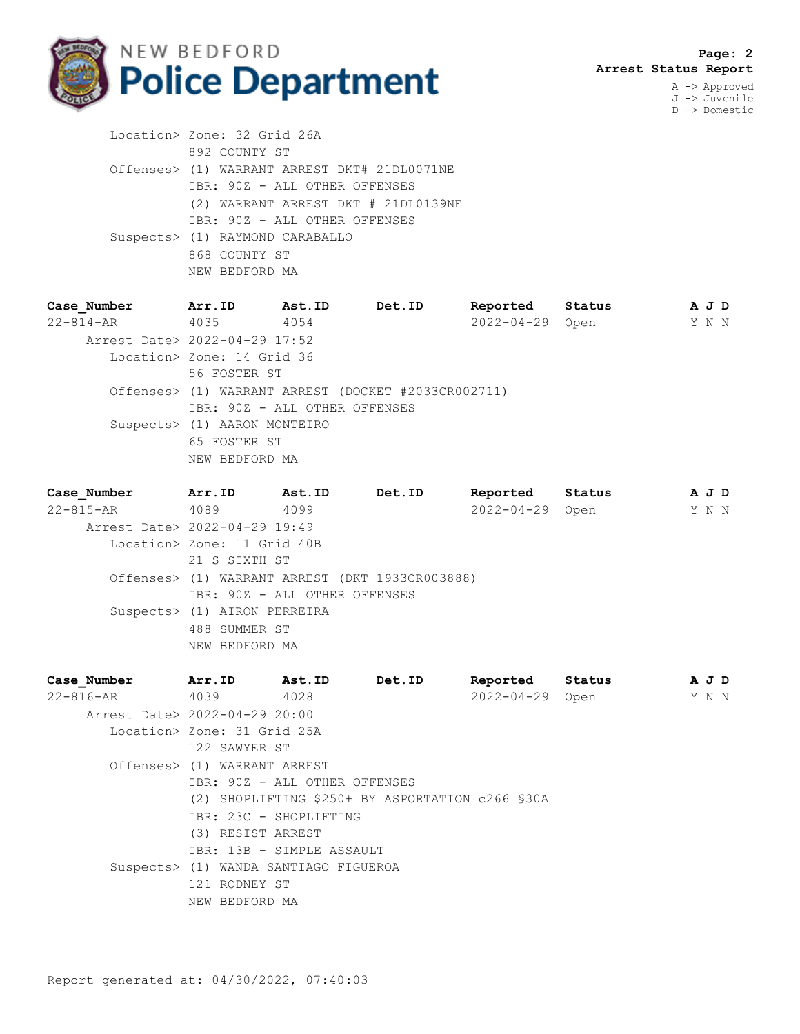Location> Zone: 32 Grid 26A
892 COUNTY ST
Offenses> (1) WARRANT ARREST DKT# 21DL0071NE
IBR: 90Z - ALL OTHER OFFENSES
(2) WARRANT ARREST DKT # 21DL0139NE
IBR: 90Z - ALL OTHER OFFENSES
Suspects> (1) RAYMOND CARABALLO
868 COUNTY ST
NEW BEDFORD MA

| Case_Number | Arr.ID | Ast.ID | Det.ID | Reported | Status | A | J | D |
|---|---|---|---|---|---|---|---|---|
| 22-814-AR | 4035 | 4054 | | 2022-04-29 | Open | Y | N | N |

Arrest Date> 2022-04-29 17:52
Location> Zone: 14 Grid 36
56 FOSTER ST
Offenses> (1) WARRANT ARREST (DOCKET #2033CR002711)
IBR: 90Z - ALL OTHER OFFENSES
Suspects> (1) AARON MONTEIRO
65 FOSTER ST
NEW BEDFORD MA

| Case_Number | Arr.ID | Ast.ID | Det.ID | Reported | Status | A | J | D |
|---|---|---|---|---|---|---|---|---|
| 22-815-AR | 4089 | 4099 | | 2022-04-29 | Open | Y | N | N |

Arrest Date> 2022-04-29 19:49
Location> Zone: 11 Grid 40B
21 S SIXTH ST
Offenses> (1) WARRANT ARREST (DKT 1933CR003888)
IBR: 90Z - ALL OTHER OFFENSES
Suspects> (1) AIRON PERREIRA
488 SUMMER ST
NEW BEDFORD MA

| Case_Number | Arr.ID | Ast.ID | Det.ID | Reported | Status | A | J | D |
|---|---|---|---|---|---|---|---|---|
| 22-816-AR | 4039 | 4028 | | 2022-04-29 | Open | Y | N | N |

Arrest Date> 2022-04-29 20:00
Location> Zone: 31 Grid 25A
122 SAWYER ST
Offenses> (1) WARRANT ARREST
IBR: 90Z - ALL OTHER OFFENSES
(2) SHOPLIFTING $250+ BY ASPORTATION c266 §30A
IBR: 23C - SHOPLIFTING
(3) RESIST ARREST
IBR: 13B - SIMPLE ASSAULT
Suspects> (1) WANDA SANTIAGO FIGUEROA
121 RODNEY ST
NEW BEDFORD MA

Report generated at: 04/30/2022, 07:40:03